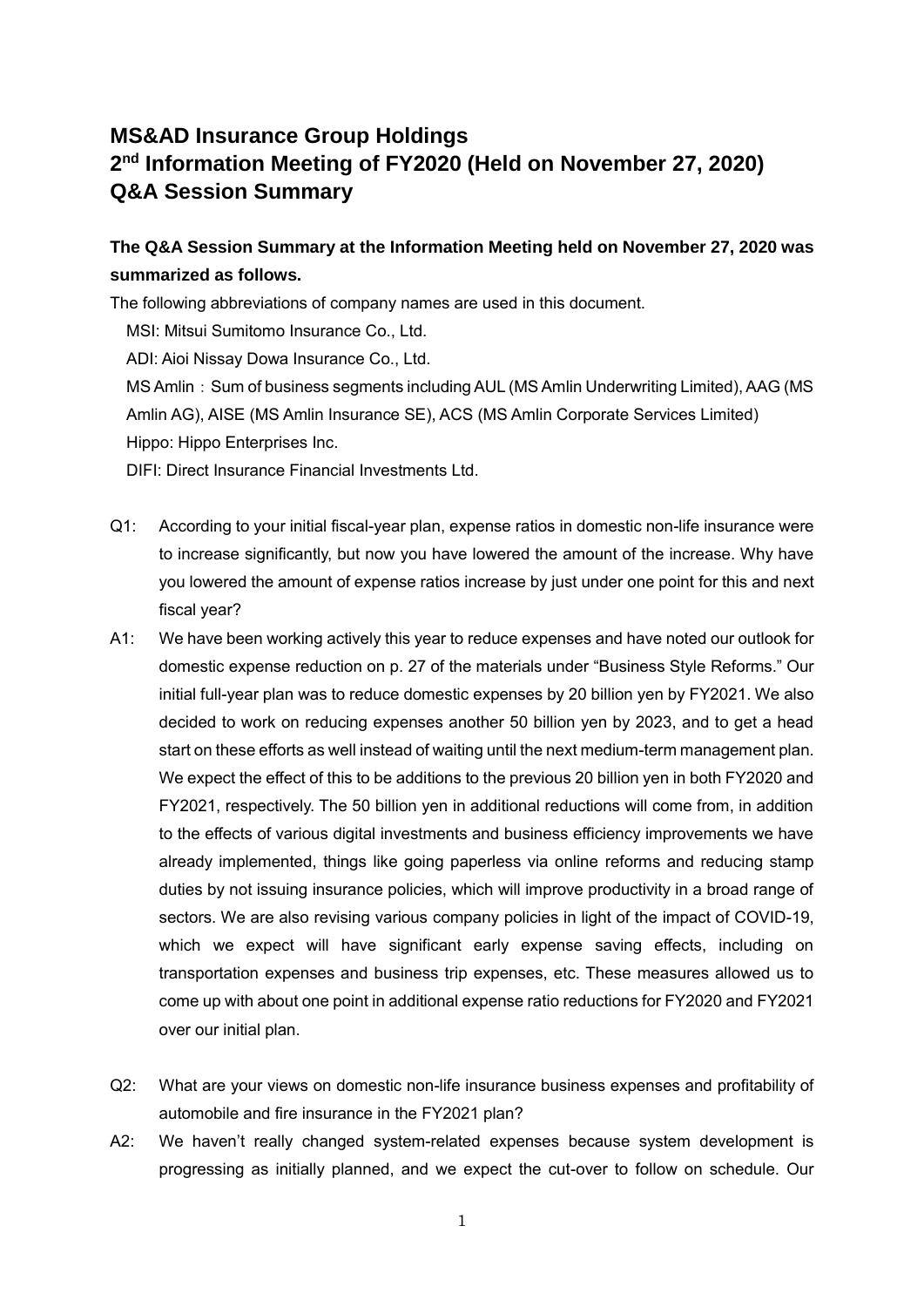# MS&AD Insurance Group Holdings
# 2nd Information Meeting of FY2020 (Held on November 27, 2020)
# Q&A Session Summary

**The Q&A Session Summary at the Information Meeting held on November 27, 2020 was summarized as follows.**

The following abbreviations of company names are used in this document.

MSI: Mitsui Sumitomo Insurance Co., Ltd.

ADI: Aioi Nissay Dowa Insurance Co., Ltd.

MS Amlin：Sum of business segments including AUL (MS Amlin Underwriting Limited), AAG (MS Amlin AG), AISE (MS Amlin Insurance SE), ACS (MS Amlin Corporate Services Limited)

Hippo: Hippo Enterprises Inc.

DIFI: Direct Insurance Financial Investments Ltd.

Q1: According to your initial fiscal-year plan, expense ratios in domestic non-life insurance were to increase significantly, but now you have lowered the amount of the increase. Why have you lowered the amount of expense ratios increase by just under one point for this and next fiscal year?

A1: We have been working actively this year to reduce expenses and have noted our outlook for domestic expense reduction on p. 27 of the materials under "Business Style Reforms." Our initial full-year plan was to reduce domestic expenses by 20 billion yen by FY2021. We also decided to work on reducing expenses another 50 billion yen by 2023, and to get a head start on these efforts as well instead of waiting until the next medium-term management plan. We expect the effect of this to be additions to the previous 20 billion yen in both FY2020 and FY2021, respectively. The 50 billion yen in additional reductions will come from, in addition to the effects of various digital investments and business efficiency improvements we have already implemented, things like going paperless via online reforms and reducing stamp duties by not issuing insurance policies, which will improve productivity in a broad range of sectors. We are also revising various company policies in light of the impact of COVID-19, which we expect will have significant early expense saving effects, including on transportation expenses and business trip expenses, etc. These measures allowed us to come up with about one point in additional expense ratio reductions for FY2020 and FY2021 over our initial plan.

Q2: What are your views on domestic non-life insurance business expenses and profitability of automobile and fire insurance in the FY2021 plan?

A2: We haven't really changed system-related expenses because system development is progressing as initially planned, and we expect the cut-over to follow on schedule. Our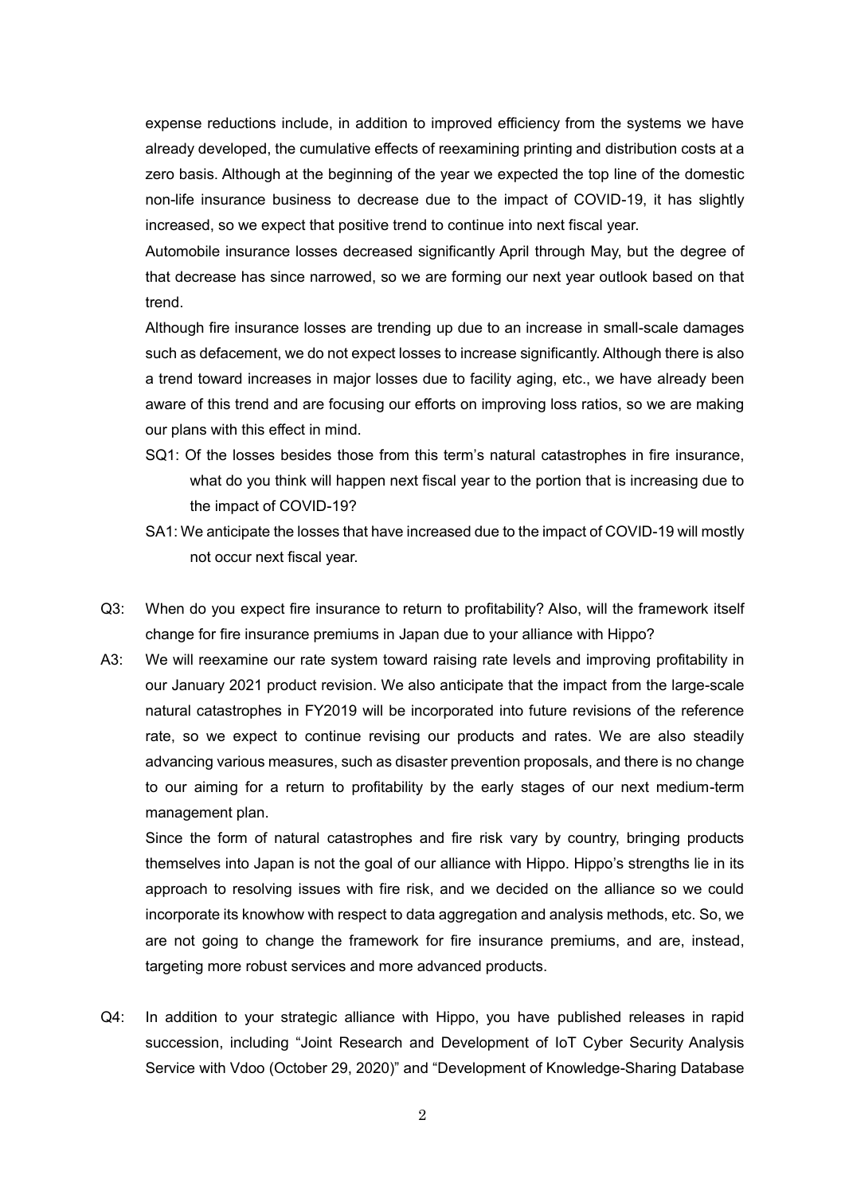expense reductions include, in addition to improved efficiency from the systems we have already developed, the cumulative effects of reexamining printing and distribution costs at a zero basis. Although at the beginning of the year we expected the top line of the domestic non-life insurance business to decrease due to the impact of COVID-19, it has slightly increased, so we expect that positive trend to continue into next fiscal year.

Automobile insurance losses decreased significantly April through May, but the degree of that decrease has since narrowed, so we are forming our next year outlook based on that trend.

Although fire insurance losses are trending up due to an increase in small-scale damages such as defacement, we do not expect losses to increase significantly. Although there is also a trend toward increases in major losses due to facility aging, etc., we have already been aware of this trend and are focusing our efforts on improving loss ratios, so we are making our plans with this effect in mind.

SQ1: Of the losses besides those from this term's natural catastrophes in fire insurance, what do you think will happen next fiscal year to the portion that is increasing due to the impact of COVID-19?

SA1: We anticipate the losses that have increased due to the impact of COVID-19 will mostly not occur next fiscal year.

Q3: When do you expect fire insurance to return to profitability? Also, will the framework itself change for fire insurance premiums in Japan due to your alliance with Hippo?

A3: We will reexamine our rate system toward raising rate levels and improving profitability in our January 2021 product revision. We also anticipate that the impact from the large-scale natural catastrophes in FY2019 will be incorporated into future revisions of the reference rate, so we expect to continue revising our products and rates. We are also steadily advancing various measures, such as disaster prevention proposals, and there is no change to our aiming for a return to profitability by the early stages of our next medium-term management plan.

Since the form of natural catastrophes and fire risk vary by country, bringing products themselves into Japan is not the goal of our alliance with Hippo. Hippo's strengths lie in its approach to resolving issues with fire risk, and we decided on the alliance so we could incorporate its knowhow with respect to data aggregation and analysis methods, etc. So, we are not going to change the framework for fire insurance premiums, and are, instead, targeting more robust services and more advanced products.

Q4: In addition to your strategic alliance with Hippo, you have published releases in rapid succession, including "Joint Research and Development of IoT Cyber Security Analysis Service with Vdoo (October 29, 2020)" and "Development of Knowledge-Sharing Database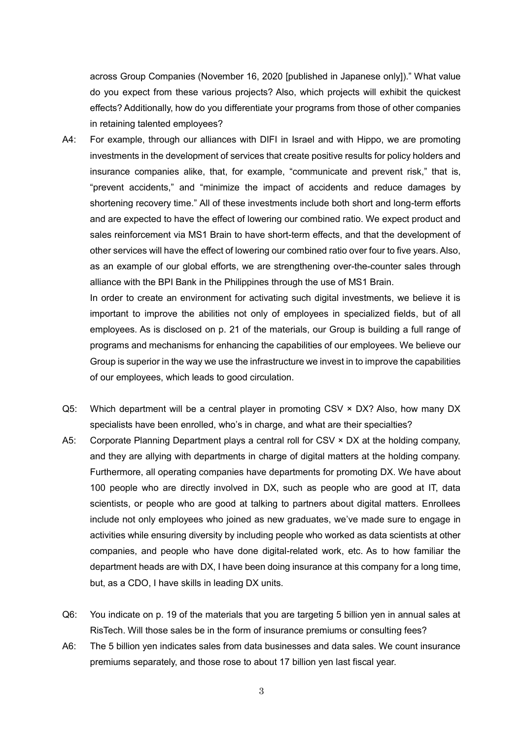across Group Companies (November 16, 2020 [published in Japanese only])." What value do you expect from these various projects? Also, which projects will exhibit the quickest effects? Additionally, how do you differentiate your programs from those of other companies in retaining talented employees?

A4: For example, through our alliances with DIFI in Israel and with Hippo, we are promoting investments in the development of services that create positive results for policy holders and insurance companies alike, that, for example, "communicate and prevent risk," that is, "prevent accidents," and "minimize the impact of accidents and reduce damages by shortening recovery time." All of these investments include both short and long-term efforts and are expected to have the effect of lowering our combined ratio. We expect product and sales reinforcement via MS1 Brain to have short-term effects, and that the development of other services will have the effect of lowering our combined ratio over four to five years. Also, as an example of our global efforts, we are strengthening over-the-counter sales through alliance with the BPI Bank in the Philippines through the use of MS1 Brain.

In order to create an environment for activating such digital investments, we believe it is important to improve the abilities not only of employees in specialized fields, but of all employees. As is disclosed on p. 21 of the materials, our Group is building a full range of programs and mechanisms for enhancing the capabilities of our employees. We believe our Group is superior in the way we use the infrastructure we invest in to improve the capabilities of our employees, which leads to good circulation.

Q5: Which department will be a central player in promoting CSV × DX? Also, how many DX specialists have been enrolled, who's in charge, and what are their specialties?

A5: Corporate Planning Department plays a central roll for CSV × DX at the holding company, and they are allying with departments in charge of digital matters at the holding company. Furthermore, all operating companies have departments for promoting DX. We have about 100 people who are directly involved in DX, such as people who are good at IT, data scientists, or people who are good at talking to partners about digital matters. Enrollees include not only employees who joined as new graduates, we've made sure to engage in activities while ensuring diversity by including people who worked as data scientists at other companies, and people who have done digital-related work, etc. As to how familiar the department heads are with DX, I have been doing insurance at this company for a long time, but, as a CDO, I have skills in leading DX units.

Q6: You indicate on p. 19 of the materials that you are targeting 5 billion yen in annual sales at RisTech. Will those sales be in the form of insurance premiums or consulting fees?

A6: The 5 billion yen indicates sales from data businesses and data sales. We count insurance premiums separately, and those rose to about 17 billion yen last fiscal year.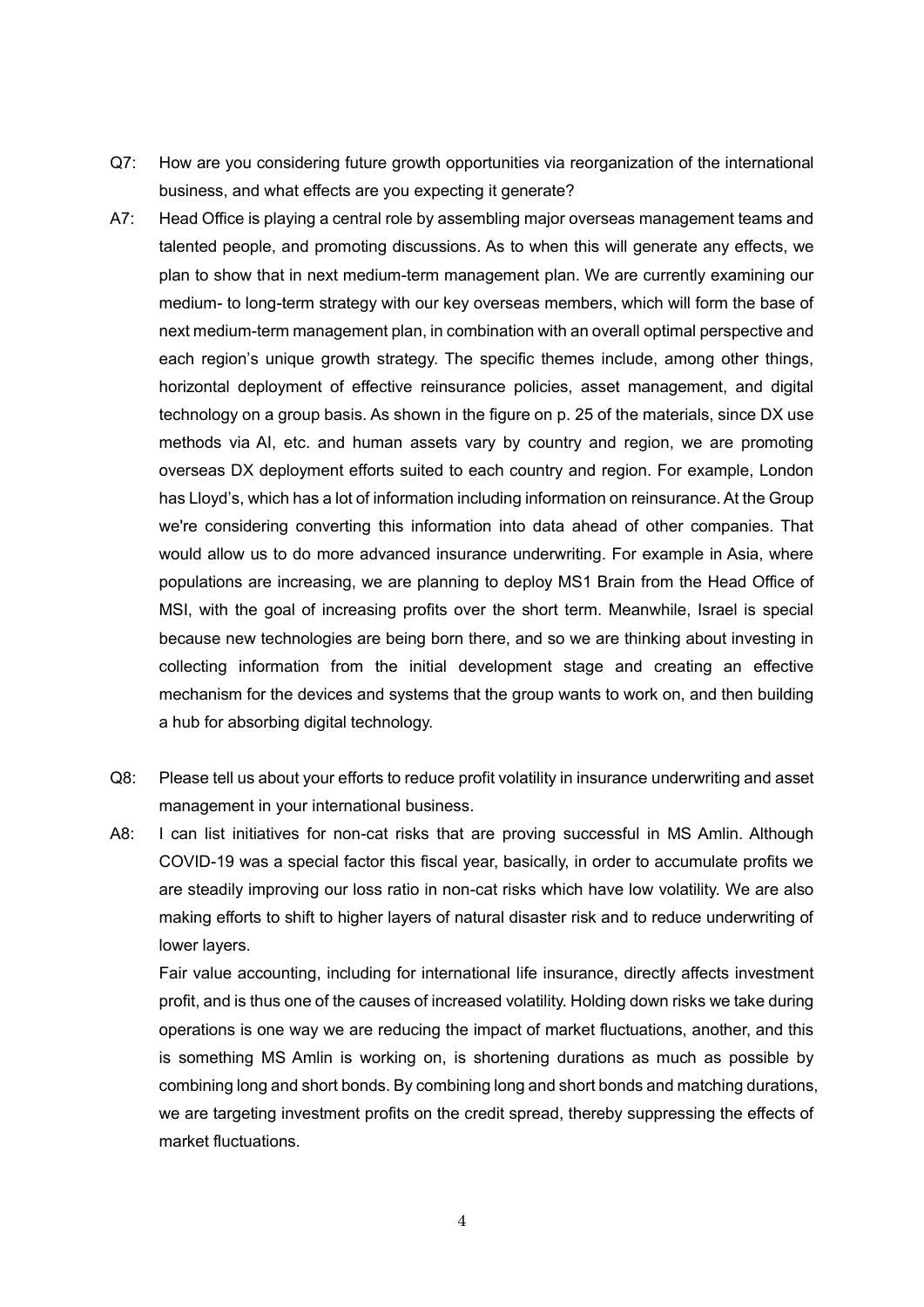Q7: How are you considering future growth opportunities via reorganization of the international business, and what effects are you expecting it generate?

A7: Head Office is playing a central role by assembling major overseas management teams and talented people, and promoting discussions. As to when this will generate any effects, we plan to show that in next medium-term management plan. We are currently examining our medium- to long-term strategy with our key overseas members, which will form the base of next medium-term management plan, in combination with an overall optimal perspective and each region's unique growth strategy. The specific themes include, among other things, horizontal deployment of effective reinsurance policies, asset management, and digital technology on a group basis. As shown in the figure on p. 25 of the materials, since DX use methods via AI, etc. and human assets vary by country and region, we are promoting overseas DX deployment efforts suited to each country and region. For example, London has Lloyd's, which has a lot of information including information on reinsurance. At the Group we're considering converting this information into data ahead of other companies. That would allow us to do more advanced insurance underwriting. For example in Asia, where populations are increasing, we are planning to deploy MS1 Brain from the Head Office of MSI, with the goal of increasing profits over the short term. Meanwhile, Israel is special because new technologies are being born there, and so we are thinking about investing in collecting information from the initial development stage and creating an effective mechanism for the devices and systems that the group wants to work on, and then building a hub for absorbing digital technology.

Q8: Please tell us about your efforts to reduce profit volatility in insurance underwriting and asset management in your international business.

A8: I can list initiatives for non-cat risks that are proving successful in MS Amlin. Although COVID-19 was a special factor this fiscal year, basically, in order to accumulate profits we are steadily improving our loss ratio in non-cat risks which have low volatility. We are also making efforts to shift to higher layers of natural disaster risk and to reduce underwriting of lower layers.

Fair value accounting, including for international life insurance, directly affects investment profit, and is thus one of the causes of increased volatility. Holding down risks we take during operations is one way we are reducing the impact of market fluctuations, another, and this is something MS Amlin is working on, is shortening durations as much as possible by combining long and short bonds. By combining long and short bonds and matching durations, we are targeting investment profits on the credit spread, thereby suppressing the effects of market fluctuations.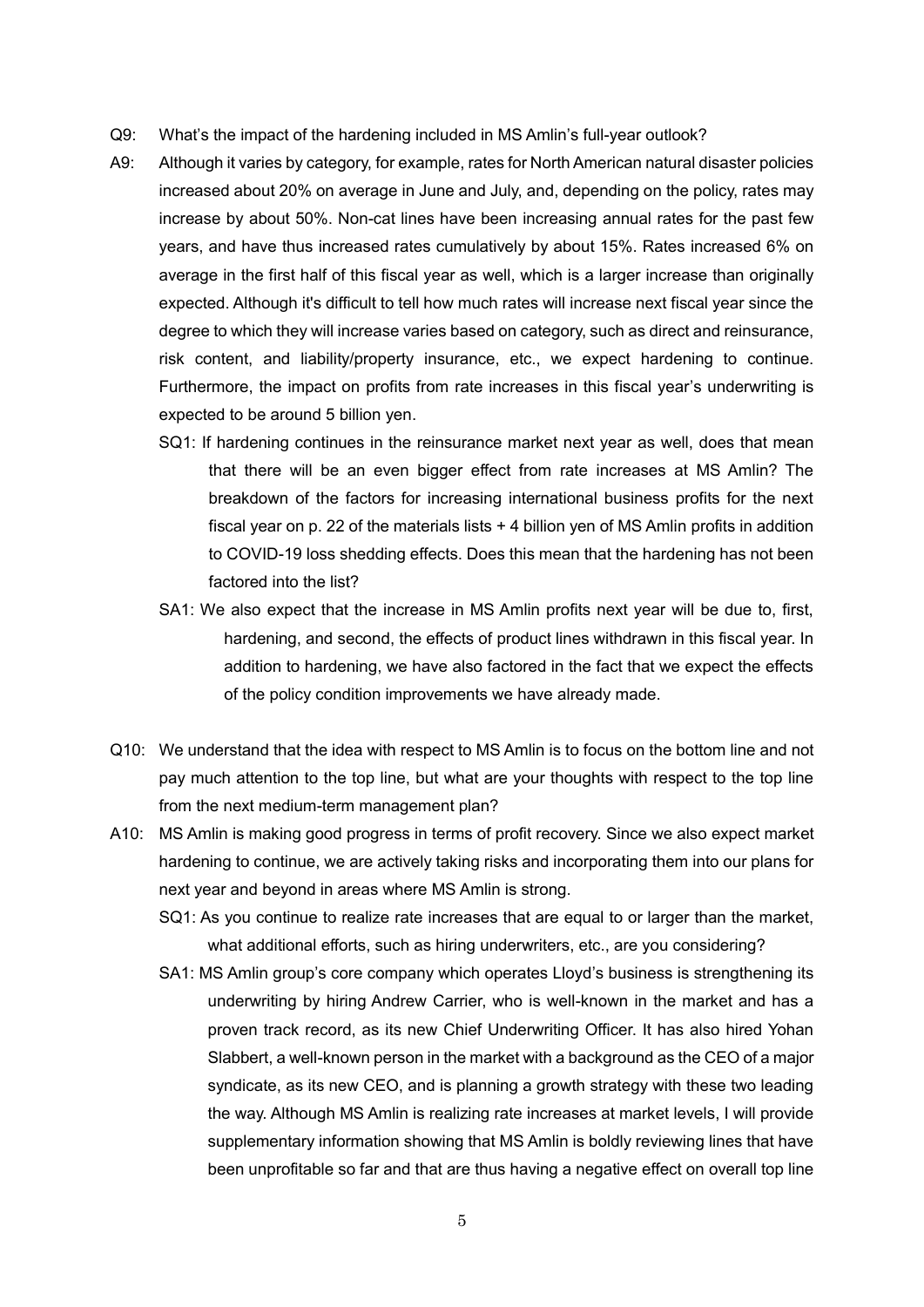Q9: What's the impact of the hardening included in MS Amlin's full-year outlook?

A9: Although it varies by category, for example, rates for North American natural disaster policies increased about 20% on average in June and July, and, depending on the policy, rates may increase by about 50%. Non-cat lines have been increasing annual rates for the past few years, and have thus increased rates cumulatively by about 15%. Rates increased 6% on average in the first half of this fiscal year as well, which is a larger increase than originally expected. Although it's difficult to tell how much rates will increase next fiscal year since the degree to which they will increase varies based on category, such as direct and reinsurance, risk content, and liability/property insurance, etc., we expect hardening to continue. Furthermore, the impact on profits from rate increases in this fiscal year's underwriting is expected to be around 5 billion yen.

> SQ1: If hardening continues in the reinsurance market next year as well, does that mean that there will be an even bigger effect from rate increases at MS Amlin? The breakdown of the factors for increasing international business profits for the next fiscal year on p. 22 of the materials lists + 4 billion yen of MS Amlin profits in addition to COVID-19 loss shedding effects. Does this mean that the hardening has not been factored into the list?
>
> SA1: We also expect that the increase in MS Amlin profits next year will be due to, first, hardening, and second, the effects of product lines withdrawn in this fiscal year. In addition to hardening, we have also factored in the fact that we expect the effects of the policy condition improvements we have already made.

Q10: We understand that the idea with respect to MS Amlin is to focus on the bottom line and not pay much attention to the top line, but what are your thoughts with respect to the top line from the next medium-term management plan?

A10: MS Amlin is making good progress in terms of profit recovery. Since we also expect market hardening to continue, we are actively taking risks and incorporating them into our plans for next year and beyond in areas where MS Amlin is strong.

> SQ1: As you continue to realize rate increases that are equal to or larger than the market, what additional efforts, such as hiring underwriters, etc., are you considering?
>
> SA1: MS Amlin group's core company which operates Lloyd's business is strengthening its underwriting by hiring Andrew Carrier, who is well-known in the market and has a proven track record, as its new Chief Underwriting Officer. It has also hired Yohan Slabbert, a well-known person in the market with a background as the CEO of a major syndicate, as its new CEO, and is planning a growth strategy with these two leading the way. Although MS Amlin is realizing rate increases at market levels, I will provide supplementary information showing that MS Amlin is boldly reviewing lines that have been unprofitable so far and that are thus having a negative effect on overall top line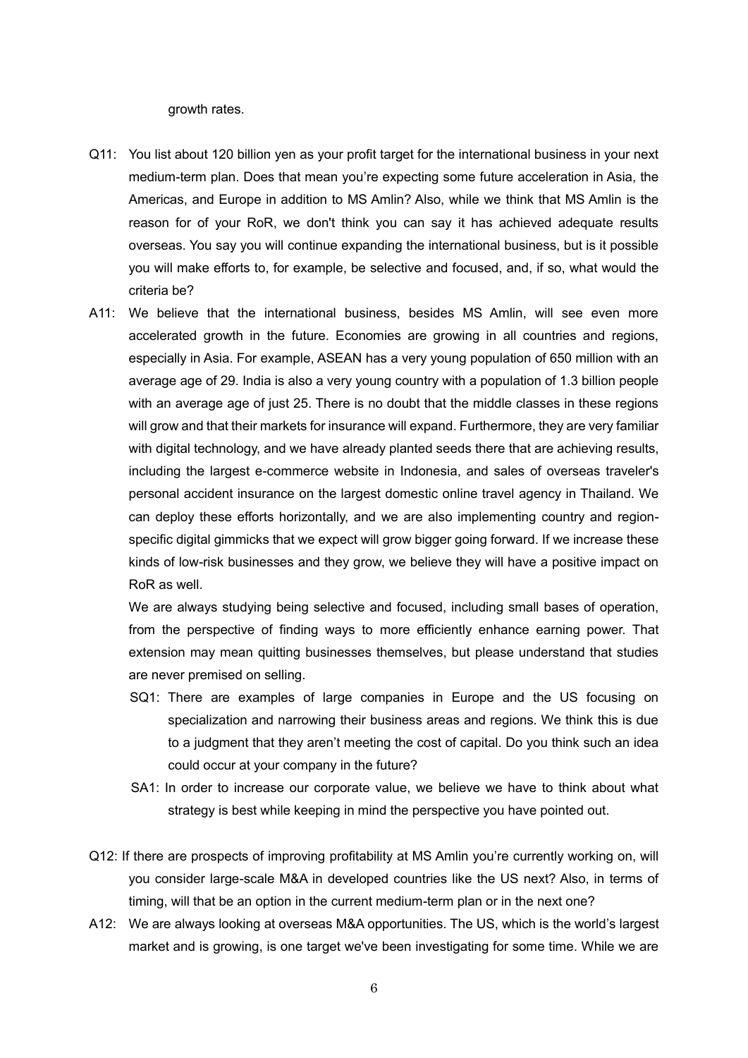growth rates.

Q11: You list about 120 billion yen as your profit target for the international business in your next medium-term plan. Does that mean you're expecting some future acceleration in Asia, the Americas, and Europe in addition to MS Amlin? Also, while we think that MS Amlin is the reason for of your RoR, we don't think you can say it has achieved adequate results overseas. You say you will continue expanding the international business, but is it possible you will make efforts to, for example, be selective and focused, and, if so, what would the criteria be?

A11: We believe that the international business, besides MS Amlin, will see even more accelerated growth in the future. Economies are growing in all countries and regions, especially in Asia. For example, ASEAN has a very young population of 650 million with an average age of 29. India is also a very young country with a population of 1.3 billion people with an average age of just 25. There is no doubt that the middle classes in these regions will grow and that their markets for insurance will expand. Furthermore, they are very familiar with digital technology, and we have already planted seeds there that are achieving results, including the largest e-commerce website in Indonesia, and sales of overseas traveler's personal accident insurance on the largest domestic online travel agency in Thailand. We can deploy these efforts horizontally, and we are also implementing country and region-specific digital gimmicks that we expect will grow bigger going forward. If we increase these kinds of low-risk businesses and they grow, we believe they will have a positive impact on RoR as well.

We are always studying being selective and focused, including small bases of operation, from the perspective of finding ways to more efficiently enhance earning power. That extension may mean quitting businesses themselves, but please understand that studies are never premised on selling.

SQ1: There are examples of large companies in Europe and the US focusing on specialization and narrowing their business areas and regions. We think this is due to a judgment that they aren't meeting the cost of capital. Do you think such an idea could occur at your company in the future?

SA1: In order to increase our corporate value, we believe we have to think about what strategy is best while keeping in mind the perspective you have pointed out.

Q12: If there are prospects of improving profitability at MS Amlin you're currently working on, will you consider large-scale M&A in developed countries like the US next? Also, in terms of timing, will that be an option in the current medium-term plan or in the next one?

A12: We are always looking at overseas M&A opportunities. The US, which is the world's largest market and is growing, is one target we've been investigating for some time. While we are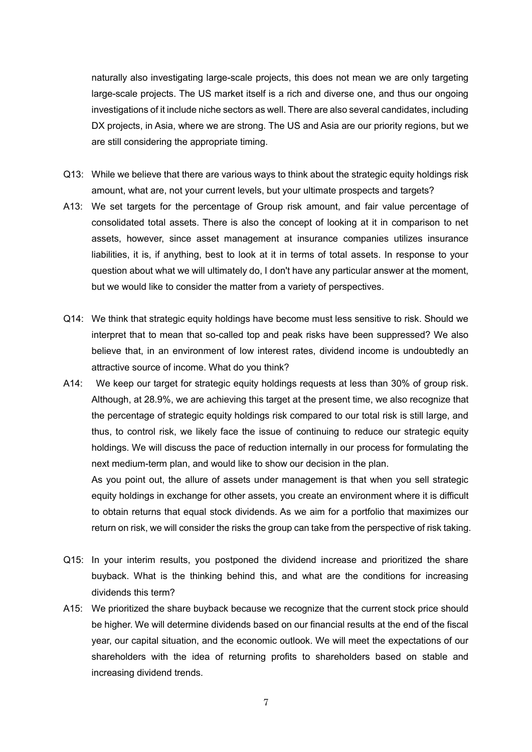naturally also investigating large-scale projects, this does not mean we are only targeting large-scale projects. The US market itself is a rich and diverse one, and thus our ongoing investigations of it include niche sectors as well. There are also several candidates, including DX projects, in Asia, where we are strong. The US and Asia are our priority regions, but we are still considering the appropriate timing.

Q13: While we believe that there are various ways to think about the strategic equity holdings risk amount, what are, not your current levels, but your ultimate prospects and targets?

A13: We set targets for the percentage of Group risk amount, and fair value percentage of consolidated total assets. There is also the concept of looking at it in comparison to net assets, however, since asset management at insurance companies utilizes insurance liabilities, it is, if anything, best to look at it in terms of total assets. In response to your question about what we will ultimately do, I don't have any particular answer at the moment, but we would like to consider the matter from a variety of perspectives.

Q14: We think that strategic equity holdings have become must less sensitive to risk. Should we interpret that to mean that so-called top and peak risks have been suppressed? We also believe that, in an environment of low interest rates, dividend income is undoubtedly an attractive source of income. What do you think?

A14: We keep our target for strategic equity holdings requests at less than 30% of group risk. Although, at 28.9%, we are achieving this target at the present time, we also recognize that the percentage of strategic equity holdings risk compared to our total risk is still large, and thus, to control risk, we likely face the issue of continuing to reduce our strategic equity holdings. We will discuss the pace of reduction internally in our process for formulating the next medium-term plan, and would like to show our decision in the plan.

As you point out, the allure of assets under management is that when you sell strategic equity holdings in exchange for other assets, you create an environment where it is difficult to obtain returns that equal stock dividends. As we aim for a portfolio that maximizes our return on risk, we will consider the risks the group can take from the perspective of risk taking.

Q15: In your interim results, you postponed the dividend increase and prioritized the share buyback. What is the thinking behind this, and what are the conditions for increasing dividends this term?

A15: We prioritized the share buyback because we recognize that the current stock price should be higher. We will determine dividends based on our financial results at the end of the fiscal year, our capital situation, and the economic outlook. We will meet the expectations of our shareholders with the idea of returning profits to shareholders based on stable and increasing dividend trends.